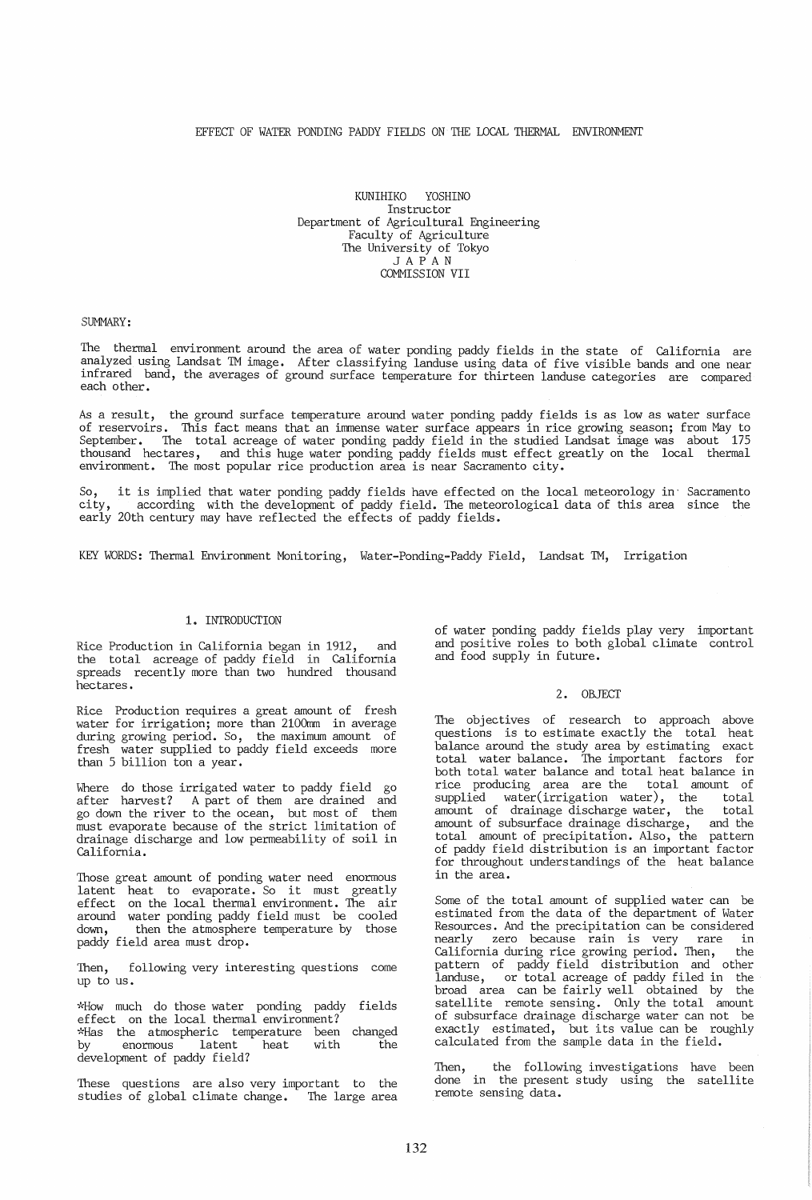# EFFECT OF WATER PONDING PADDY FIELDS ON THE LOCAL THERMAL ENVIRONMENT

KUNIHIKO YOSHINO
Instructor
Department of Agricultural Engineering
Faculty of Agriculture
The University of Tokyo
JAPAN
COMMISSION VII

SUMMARY:

The thermal environment around the area of water ponding paddy fields in the state of California are analyzed using Landsat TM image. After classifying landuse using data of five visible bands and one near infrared band, the averages of ground surface temperature for thirteen landuse categories are compared each other.

As a result, the ground surface temperature around water ponding paddy fields is as low as water surface of reservoirs. This fact means that an immense water surface appears in rice growing season; from May to September. The total acreage of water ponding paddy field in the studied Landsat image was about 175 thousand hectares, and this huge water ponding paddy fields must effect greatly on the local thermal environment. The most popular rice production area is near Sacramento city.

So, it is implied that water ponding paddy fields have effected on the local meteorology in Sacramento city, according with the development of paddy field. The meteorological data of this area since the early 20th century may have reflected the effects of paddy fields.

KEY WORDS: Thermal Environment Monitoring, Water-Ponding-Paddy Field, Landsat TM, Irrigation

## 1. INTRODUCTION

Rice Production in California began in 1912, and the total acreage of paddy field in California spreads recently more than two hundred thousand hectares.

Rice Production requires a great amount of fresh water for irrigation; more than 2100mm in average during growing period. So, the maximum amount of fresh water supplied to paddy field exceeds more than 5 billion ton a year.

Where do those irrigated water to paddy field go after harvest? A part of them are drained and go down the river to the ocean, but most of them must evaporate because of the strict limitation of drainage discharge and low permeability of soil in California.

Those great amount of ponding water need enormous latent heat to evaporate. So it must greatly effect on the local thermal environment. The air around water ponding paddy field must be cooled down, then the atmosphere temperature by those paddy field area must drop.

Then, following very interesting questions come up to us.

*How much do those water ponding paddy fields effect on the local thermal environment?
*Has the atmospheric temperature been changed by enormous latent heat with the development of paddy field?

These questions are also very important to the studies of global climate change. The large area of water ponding paddy fields play very important and positive roles to both global climate control and food supply in future.

## 2. OBJECT

The objectives of research to approach above questions is to estimate exactly the total heat balance around the study area by estimating exact total water balance. The important factors for both total water balance and total heat balance in rice producing area are the total amount of supplied water(irrigation water), the total amount of drainage discharge water, the total amount of subsurface drainage discharge, and the total amount of precipitation. Also, the pattern of paddy field distribution is an important factor for throughout understandings of the heat balance in the area.

Some of the total amount of supplied water can be estimated from the data of the department of Water Resources. And the precipitation can be considered nearly zero because rain is very rare in California during rice growing period. Then, the pattern of paddy field distribution and other landuse, or total acreage of paddy filed in the broad area can be fairly well obtained by the satellite remote sensing. Only the total amount of subsurface drainage discharge water can not be exactly estimated, but its value can be roughly calculated from the sample data in the field.

Then, the following investigations have been done in the present study using the satellite remote sensing data.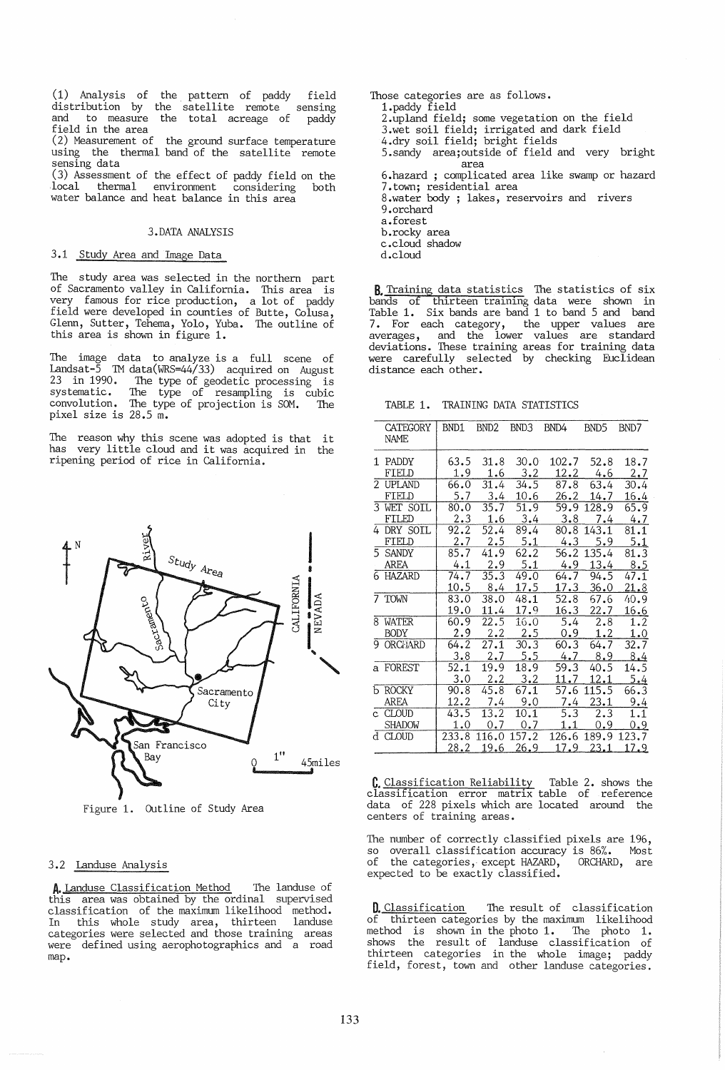(1) Analysis of the pattern of paddy field distribution by the satellite remote sensing and to measure the total acreage of paddy field in the area
(2) Measurement of the ground surface temperature using the thermal band of the satellite remote sensing data
(3) Assessment of the effect of paddy field on the local thermal environment considering both water balance and heat balance in this area

## 3. DATA ANALYSIS

### 3.1 Study Area and Image Data

The study area was selected in the northern part of Sacramento valley in California. This area is very famous for rice production, a lot of paddy field were developed in counties of Butte, Colusa, Glenn, Sutter, Tehema, Yolo, Yuba. The outline of this area is shown in figure 1.

The image data to analyze is a full scene of Landsat-5 TM data(WRS=44/33) acquired on August 23 in 1990. The type of geodetic processing is systematic. The type of resampling is cubic convolution. The type of projection is SOM. The pixel size is 28.5 m.

The reason why this scene was adopted is that it has very little cloud and it was acquired in the ripening period of rice in California.

Figure 1. Outline of Study Area

### 3.2 Landuse Analysis

**A.** Landuse Classification Method The landuse of this area was obtained by the ordinal supervised classification of the maximum likelihood method. In this whole study area, thirteen landuse categories were selected and those training areas were defined using aerophotographics and a road map.

Those categories are as follows.

1.paddy field
2.upland field; some vegetation on the field
3.wet soil field; irrigated and dark field
4.dry soil field; bright fields
5.sandy area;outside of field and very bright area
6.hazard ; complicated area like swamp or hazard
7.town; residential area
8.water body ; lakes, reservoirs and rivers
9.orchard
a.forest
b.rocky area
c.cloud shadow
d.cloud

**B.** Training data statistics The statistics of six bands of thirteen training data were shown in Table 1. Six bands are band 1 to band 5 and band 7. For each category, the upper values are averages, and the lower values are standard deviations. These training areas for training data were carefully selected by checking Euclidean distance each other.

TABLE 1. TRAINING DATA STATISTICS

| CATEGORY NAME | BND1 | BND2 | BND3 | BND4 | BND5 | BND7 |
|---|---|---|---|---|---|---|
| 1 PADDY FIELD | 63.5 | 31.8 | 30.0 | 102.7 | 52.8 | 18.7 |
| | 1.9 | 1.6 | 3.2 | 12.2 | 4.6 | 2.7 |
| 2 UPLAND FIELD | 66.0 | 31.4 | 34.5 | 87.8 | 63.4 | 30.4 |
| | 5.7 | 3.4 | 10.6 | 26.2 | 14.7 | 16.4 |
| 3 WET SOIL FILED | 80.0 | 35.7 | 51.9 | 59.9 | 128.9 | 65.9 |
| | 2.3 | 1.6 | 3.4 | 3.8 | 7.4 | 4.7 |
| 4 DRY SOIL FIELD | 92.2 | 52.4 | 89.4 | 80.8 | 143.1 | 81.1 |
| | 2.7 | 2.5 | 5.1 | 4.3 | 5.9 | 5.1 |
| 5 SANDY AREA | 85.7 | 41.9 | 62.2 | 56.2 | 135.4 | 81.3 |
| | 4.1 | 2.9 | 5.1 | 4.9 | 13.4 | 8.5 |
| 6 HAZARD | 74.7 | 35.3 | 49.0 | 64.7 | 94.5 | 47.1 |
| | 10.5 | 8.4 | 17.5 | 17.3 | 36.0 | 21.8 |
| 7 TOWN | 83.0 | 38.0 | 48.1 | 52.8 | 67.6 | 40.9 |
| | 19.0 | 11.4 | 17.9 | 16.3 | 22.7 | 16.6 |
| 8 WATER BODY | 60.9 | 22.5 | 16.0 | 5.4 | 2.8 | 1.2 |
| | 2.9 | 2.2 | 2.5 | 0.9 | 1.2 | 1.0 |
| 9 ORCHARD | 64.2 | 27.1 | 30.3 | 60.3 | 64.7 | 32.7 |
| | 3.8 | 2.7 | 5.5 | 4.7 | 8.9 | 8.4 |
| a FOREST | 52.1 | 19.9 | 18.9 | 59.3 | 40.5 | 14.5 |
| | 3.0 | 2.2 | 3.2 | 11.7 | 12.1 | 5.4 |
| b ROCKY AREA | 90.8 | 45.8 | 67.1 | 57.6 | 115.5 | 66.3 |
| | 12.2 | 7.4 | 9.0 | 7.4 | 23.1 | 9.4 |
| c CLOUD SHADOW | 43.5 | 13.2 | 10.1 | 5.3 | 2.3 | 1.1 |
| | 1.0 | 0.7 | 0.7 | 1.1 | 0.9 | 0.9 |
| d CLOUD | 233.8 | 116.0 | 157.2 | 126.6 | 189.9 | 123.7 |
| | 28.2 | 19.6 | 26.9 | 17.9 | 23.1 | 17.9 |

**C.** Classification Reliability Table 2. shows the classification error matrix table of reference data of 228 pixels which are located around the centers of training areas.

The number of correctly classified pixels are 196, so overall classification accuracy is 86%. Most of the categories, except HAZARD, ORCHARD, are expected to be exactly classified.

**D.** Classification The result of classification of thirteen categories by the maximum likelihood method is shown in the photo 1. The photo 1. shows the result of landuse classification of thirteen categories in the whole image; paddy field, forest, town and other landuse categories.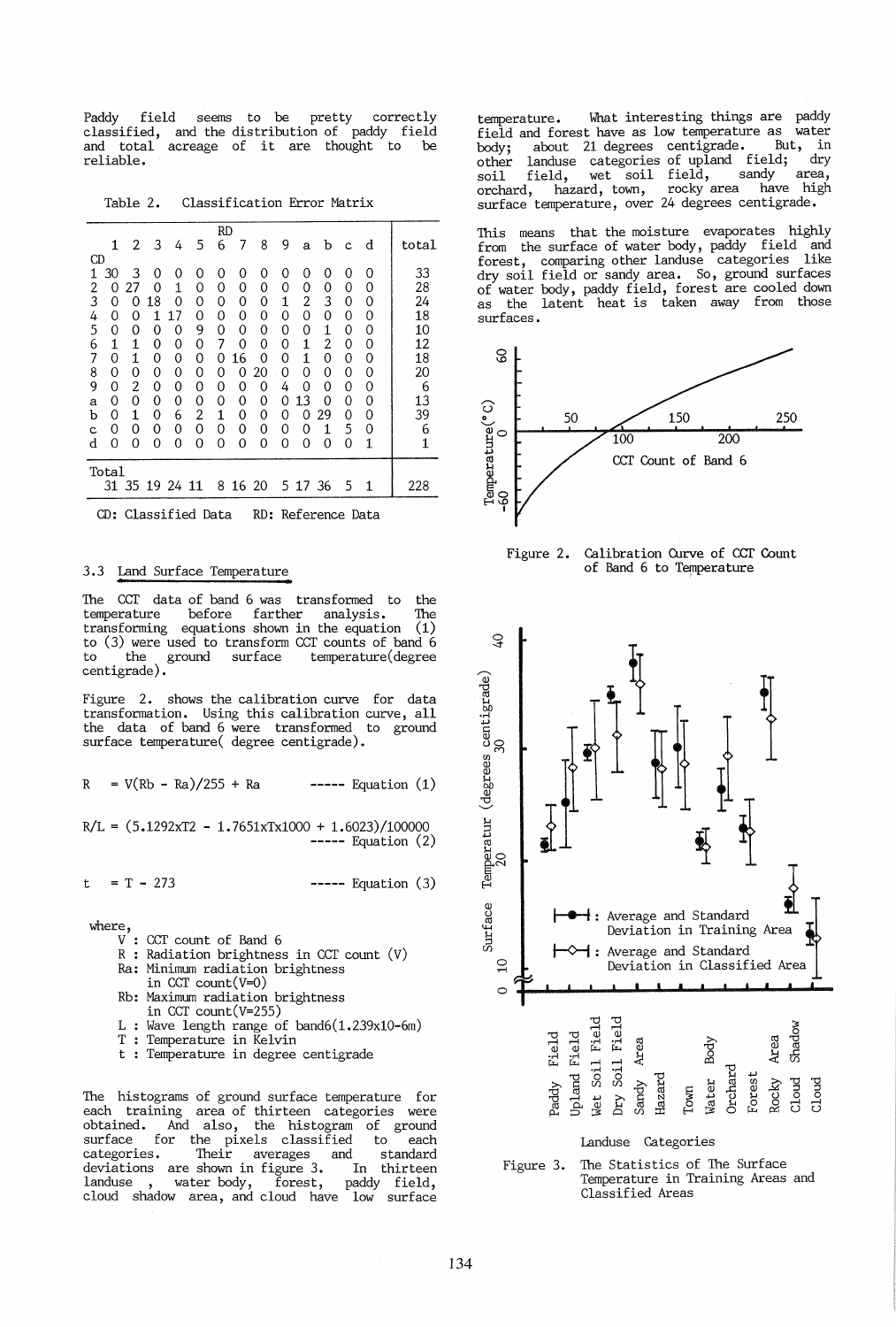Paddy field seems to be pretty correctly classified, and the distribution of paddy field and total acreage of it are thought to be reliable.

Table 2. Classification Error Matrix

| CD \ RD | 1 | 2 | 3 | 4 | 5 | 6 | 7 | 8 | 9 | a | b | c | d | total |
|---|---|---|---|---|---|---|---|---|---|---|---|---|---|---|
| 1 | 30 | 3 | 0 | 0 | 0 | 0 | 0 | 0 | 0 | 0 | 0 | 0 | 0 | 33 |
| 2 | 0 | 27 | 0 | 1 | 0 | 0 | 0 | 0 | 0 | 0 | 0 | 0 | 0 | 28 |
| 3 | 0 | 0 | 18 | 0 | 0 | 0 | 0 | 0 | 1 | 2 | 3 | 0 | 0 | 24 |
| 4 | 0 | 0 | 1 | 17 | 0 | 0 | 0 | 0 | 0 | 0 | 0 | 0 | 0 | 18 |
| 5 | 0 | 0 | 0 | 0 | 9 | 0 | 0 | 0 | 0 | 0 | 1 | 0 | 0 | 10 |
| 6 | 1 | 1 | 0 | 0 | 0 | 7 | 0 | 0 | 0 | 1 | 2 | 0 | 0 | 12 |
| 7 | 0 | 1 | 0 | 0 | 0 | 0 | 16 | 0 | 0 | 1 | 0 | 0 | 0 | 18 |
| 8 | 0 | 0 | 0 | 0 | 0 | 0 | 0 | 20 | 0 | 0 | 0 | 0 | 0 | 20 |
| 9 | 0 | 2 | 0 | 0 | 0 | 0 | 0 | 0 | 4 | 0 | 0 | 0 | 0 | 6 |
| a | 0 | 0 | 0 | 0 | 0 | 0 | 0 | 0 | 0 | 13 | 0 | 0 | 0 | 13 |
| b | 0 | 1 | 0 | 6 | 2 | 1 | 0 | 0 | 0 | 0 | 29 | 0 | 0 | 39 |
| c | 0 | 0 | 0 | 0 | 0 | 0 | 0 | 0 | 0 | 0 | 1 | 5 | 0 | 6 |
| d | 0 | 0 | 0 | 0 | 0 | 0 | 0 | 0 | 0 | 0 | 0 | 0 | 1 | 1 |
| Total | 31 | 35 | 19 | 24 | 11 | 8 | 16 | 20 | 5 | 17 | 36 | 5 | 1 | 228 |

CD: Classified Data RD: Reference Data

### 3.3 Land Surface Temperature

The CCT data of band 6 was transformed to the temperature before farther analysis. The transforming equations shown in the equation (1) to (3) were used to transform CCT counts of band 6 to the ground surface temperature(degree centigrade).

Figure 2. shows the calibration curve for data transformation. Using this calibration curve, all the data of band 6 were transformed to ground surface temperature( degree centigrade).

$$R = V(Rb - Ra)/255 + Ra \quad \text{----- Equation (1)}$$

$$R/L = (5.1292 \times T^2 - 1.7651 \times T \times 1000 + 1.6023)/100000 \quad \text{----- Equation (2)}$$

$$t = T - 273 \quad \text{----- Equation (3)}$$

where,
- V : CCT count of Band 6
- R : Radiation brightness in CCT count (V)
- Ra: Minimum radiation brightness in CCT count(V=0)
- Rb: Maximum radiation brightness in CCT count(V=255)
- L : Wave length range of band6($1.239 \times 10^{-6}$m)
- T : Temperature in Kelvin
- t : Temperature in degree centigrade

The histograms of ground surface temperature for each training area of thirteen categories were obtained. And also, the histogram of ground surface for the pixels classified to each categories. Their averages and standard deviations are shown in figure 3. In thirteen landuse , water body, forest, paddy field, cloud shadow area, and cloud have low surface temperature. What interesting things are paddy field and forest have as low temperature as water body; about 21 degrees centigrade. But, in other landuse categories of upland field; dry soil field, wet soil field, sandy area, orchard, hazard, town, rocky area have high surface temperature, over 24 degrees centigrade.

This means that the moisture evaporates highly from the surface of water body, paddy field and forest, comparing other landuse categories like dry soil field or sandy area. So, ground surfaces of water body, paddy field, forest are cooled down as the latent heat is taken away from those surfaces.

Figure 2. Calibration Curve of CCT Count of Band 6 to Temperature

Figure 3. The Statistics of The Surface Temperature in Training Areas and Classified Areas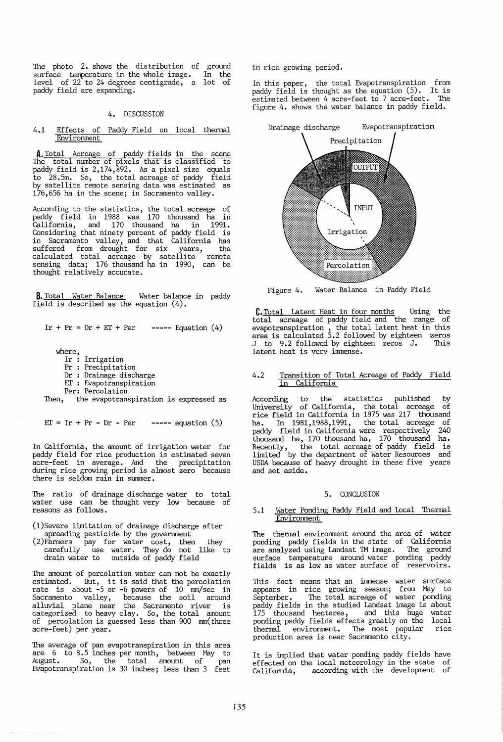The photo 2. shows the distribution of ground surface temperature in the whole image. In the level of 22 to 24 degrees centigrade, a lot of paddy field are expanding.

## 4. DISCUSSION

### 4.1 Effects of Paddy Field on local thermal Environment

**A. Total Acreage of paddy fields in the scene**

The total number of pixels that is classified to paddy field is 2,174,892. As a pixel size equals to 28.5m. So, the total acreage of paddy field by satellite remote sensing data was estimated as 176,656 ha in the scene; in Sacramento valley.

According to the statistics, the total acreage of paddy field in 1988 was 170 thousand ha in California, and 170 thousand ha in 1991. Considering that ninety percent of paddy field is in Sacramento valley, and that California has suffered from drought for six years, the calculated total acreage by satellite remote sensing data; 176 thousand ha in 1990, can be thought relatively accurate.

**B. Total Water Balance** Water balance in paddy field is described as the equation (4).

$$Ir + Pr = Dr + ET + Per \quad \text{----- Equation (4)}$$

where,
- Ir : Irrigation
- Pr : Precipitation
- Dr : Drainage discharge
- ET : Evapotranspiration
- Per: Percolation

Then, the evapotranspiration is expressed as

$$ET = Ir + Pr - Dr - Per \quad \text{----- equation (5)}$$

In California, the amount of irrigation water for paddy field for rice production is estimated seven acre-feet in average. And the precipitation during rice growing period is almost zero because there is seldom rain in summer.

The ratio of drainage discharge water to total water use can be thought very low because of reasons as follows.

(1) Severe limitation of drainage discharge after spreading pesticide by the government
(2) Farmers pay for water cost, then they carefully use water. They do not like to drain water to outside of paddy field

The amount of percolation water can not be exactly estimated. But, it is said that the percolation rate is about -5 or -6 powers of 10 mm/sec in Sacramento valley, because the soil around alluvial plane near the Sacramento river is categorized to heavy clay. So, the total amount of percolation is guessed less than 900 mm(three acre-feet) per year.

The average of pan evapotranspiration in this area are 6 to 8.5 inches per month, between May to August. So, the total amount of pan Evapotranspiration is 30 inches; less than 3 feet in rice growing period.

In this paper, the total Evapotranspiration from paddy field is thought as the equation (5). It is estimated between 4 acre-feet to 7 acre-feet. The figure 4. shows the water balance in paddy field.

Figure 4. Water Balance in Paddy Field

**C. Total Latent Heat in four months** Using the total acreage of paddy field and the range of evapotranspiration , the total latent heat in this area is calculated 5.2 followed by eighteen zeros J to 9.2 followed by eighteen zeros J. This latent heat is very immense.

### 4.2 Transition of Total Acreage of Paddy Field in California

According to the statistics published by University of California, the total acreage of rice field in California in 1975 was 217 thousand ha. In 1981,1988,1991, the total acreage of paddy field in California were respectively 240 thousand ha, 170 thousand ha, 170 thousand ha. Recently, the total acreage of paddy field is limited by the department of Water Resources and USDA because of heavy drought in these five years and set aside.

## 5. CONCLUSION

### 5.1 Water Ponding Paddy Field and Local Thermal Environment

The thermal environment around the area of water ponding paddy fields in the state of California are analyzed using Landsat TM image. The ground surface temperature around water ponding paddy fields is as low as water surface of reservoirs.

This fact means that an immense water surface appears in rice growing season; from May to September. The total acreage of water ponding paddy fields in the studied Landsat image is about 175 thousand hectares, and this huge water ponding paddy fields effects greatly on the local thermal environment. The most popular rice production area is near Sacramento city.

It is implied that water ponding paddy fields have effected on the local meteorology in the state of California, according with the development of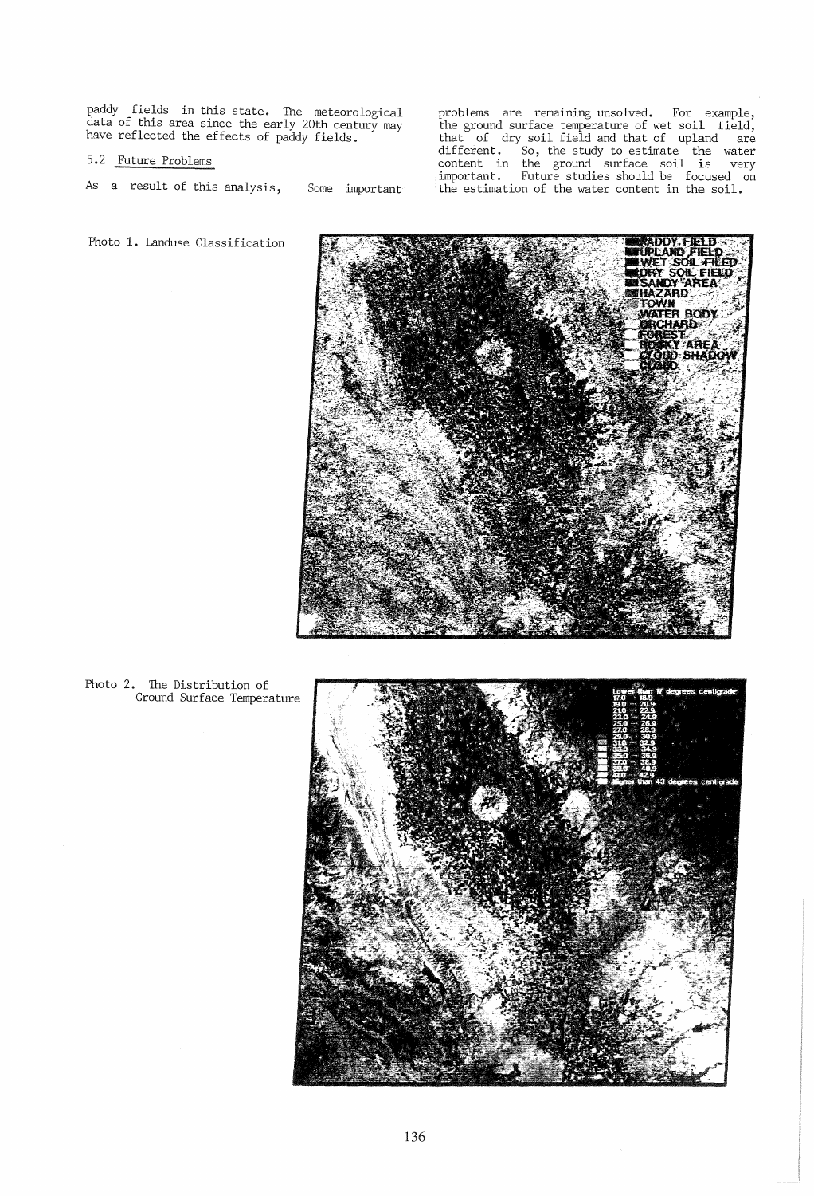paddy fields in this state. The meteorological data of this area since the early 20th century may have reflected the effects of paddy fields.

### 5.2 Future Problems

As a result of this analysis, Some important problems are remaining unsolved. For example, the ground surface temperature of wet soil field, that of dry soil field and that of upland are different. So, the study to estimate the water content in the ground surface soil is very important. Future studies should be focused on the estimation of the water content in the soil.

Photo 1. Landuse Classification

PADDY FIELD
UPLAND FIELD
WET SOIL FILED
DRY SOIL FIELD
SANDY AREA
HAZARD
TOWN
WATER BODY
ORCHARD
FOREST
ROCKY AREA
CLOUD SHADOW
CLOUD

Photo 2. The Distribution of Ground Surface Temperature

Lower than 17 degrees centigrade
17.0 - 18.9
19.0 - 20.9
21.0 - 22.9
23.0 - 24.9
25.0 - 26.9
27.0 - 28.9
29.0 - 30.9
31.0 - 32.9
33.0 - 34.9
35.0 - 36.9
37.0 - 38.9
39.0 - 40.9
41.0 - 42.9
Higher than 43 degrees centigrade